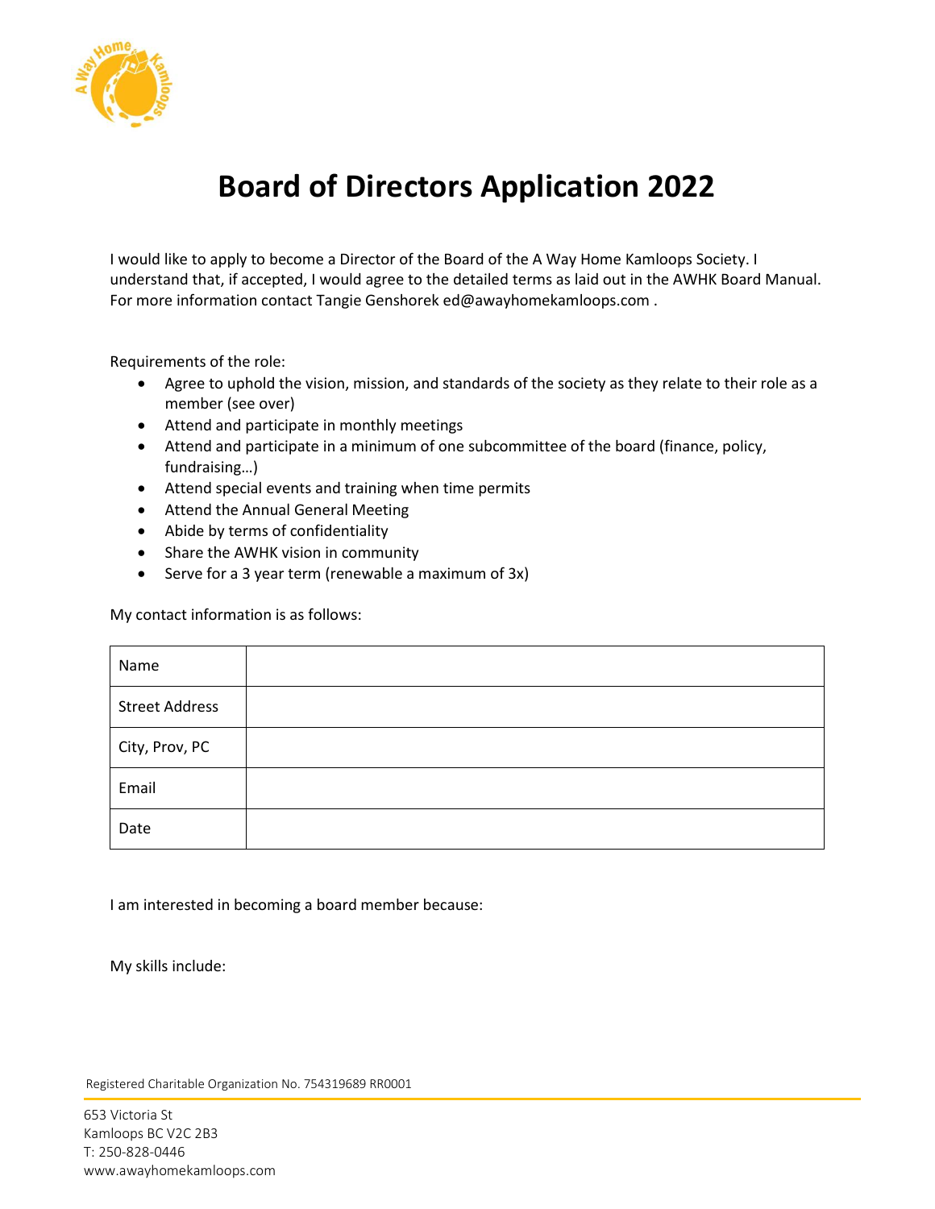# Board of Directors Application 2022

I would like to apply to become a Director of the Board of the A Way Home Kamloops Society. I understand that, if accepted, I would agree to the detailed terms as laid out in the AWHK Board Manual. For more information contact Tangie Genshorek ed@awayhomekamloops.com .

Requirements of the role:

- Agree to uphold the vision, mission, and standards of the society as they relate to their role as a member (see over)
- Attend and participate in monthly meetings
- Attend and participate in a minimum of one subcommittee of the board (finance, policy, fundraising…)
- Attend special events and training when time permits
- Attend the Annual General Meeting
- Abide by terms of confidentiality
- Share the AWHK vision in community
- Serve for a 3 year term (renewable a maximum of 3x)

My contact information is as follows:

| Name | |
|---|---|
| Street Address | |
| City, Prov, PC | |
| Email | |
| Date | |

I am interested in becoming a board member because:

My skills include:

Registered Charitable Organization No. 754319689 RR0001

653 Victoria St
Kamloops BC V2C 2B3
T: 250-828-0446
www.awayhomekamloops.com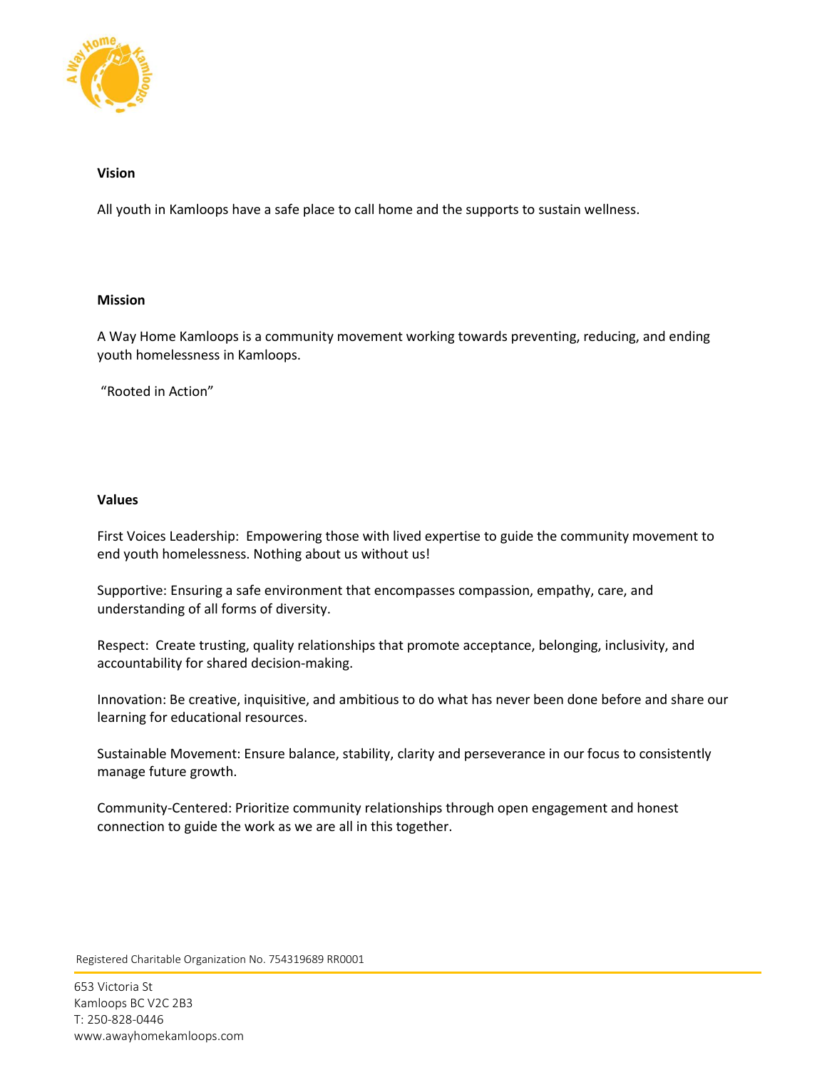**Vision**

All youth in Kamloops have a safe place to call home and the supports to sustain wellness.

**Mission**

A Way Home Kamloops is a community movement working towards preventing, reducing, and ending youth homelessness in Kamloops.

"Rooted in Action"

**Values**

First Voices Leadership: Empowering those with lived expertise to guide the community movement to end youth homelessness. Nothing about us without us!

Supportive: Ensuring a safe environment that encompasses compassion, empathy, care, and understanding of all forms of diversity.

Respect: Create trusting, quality relationships that promote acceptance, belonging, inclusivity, and accountability for shared decision-making.

Innovation: Be creative, inquisitive, and ambitious to do what has never been done before and share our learning for educational resources.

Sustainable Movement: Ensure balance, stability, clarity and perseverance in our focus to consistently manage future growth.

Community-Centered: Prioritize community relationships through open engagement and honest connection to guide the work as we are all in this together.

Registered Charitable Organization No. 754319689 RR0001

653 Victoria St
Kamloops BC V2C 2B3
T: 250-828-0446
www.awayhomekamloops.com